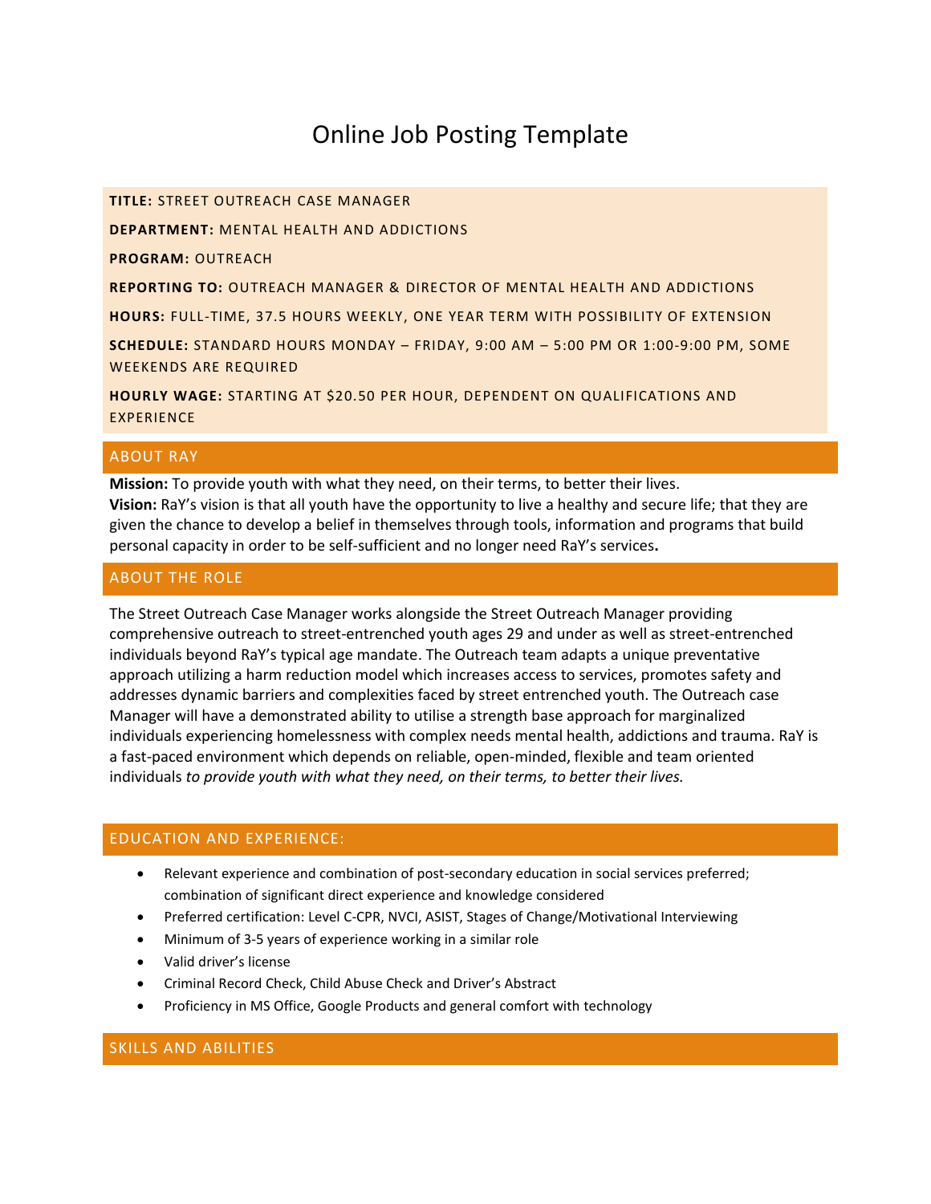# Online Job Posting Template

**TITLE:** STREET OUTREACH CASE MANAGER

**DEPARTMENT:** MENTAL HEALTH AND ADDICTIONS

**PROGRAM:** OUTREACH

**REPORTING TO:** OUTREACH MANAGER & DIRECTOR OF MENTAL HEALTH AND ADDICTIONS

**HOURS:** FULL-TIME, 37.5 HOURS WEEKLY, ONE YEAR TERM WITH POSSIBILITY OF EXTENSION

**SCHEDULE:** STANDARD HOURS MONDAY – FRIDAY, 9:00 AM – 5:00 PM OR 1:00-9:00 PM, SOME WEEKENDS ARE REQUIRED

**HOURLY WAGE:** STARTING AT $20.50 PER HOUR, DEPENDENT ON QUALIFICATIONS AND EXPERIENCE

## ABOUT RAY

**Mission:** To provide youth with what they need, on their terms, to better their lives.
**Vision:** RaY's vision is that all youth have the opportunity to live a healthy and secure life; that they are given the chance to develop a belief in themselves through tools, information and programs that build personal capacity in order to be self-sufficient and no longer need RaY's services**.**

## ABOUT THE ROLE

The Street Outreach Case Manager works alongside the Street Outreach Manager providing comprehensive outreach to street-entrenched youth ages 29 and under as well as street-entrenched individuals beyond RaY's typical age mandate. The Outreach team adapts a unique preventative approach utilizing a harm reduction model which increases access to services, promotes safety and addresses dynamic barriers and complexities faced by street entrenched youth. The Outreach case Manager will have a demonstrated ability to utilise a strength base approach for marginalized individuals experiencing homelessness with complex needs mental health, addictions and trauma. RaY is a fast-paced environment which depends on reliable, open-minded, flexible and team oriented individuals *to provide youth with what they need, on their terms, to better their lives.*

## EDUCATION AND EXPERIENCE:

- Relevant experience and combination of post-secondary education in social services preferred; combination of significant direct experience and knowledge considered
- Preferred certification: Level C-CPR, NVCI, ASIST, Stages of Change/Motivational Interviewing
- Minimum of 3-5 years of experience working in a similar role
- Valid driver's license
- Criminal Record Check, Child Abuse Check and Driver's Abstract
- Proficiency in MS Office, Google Products and general comfort with technology

## SKILLS AND ABILITIES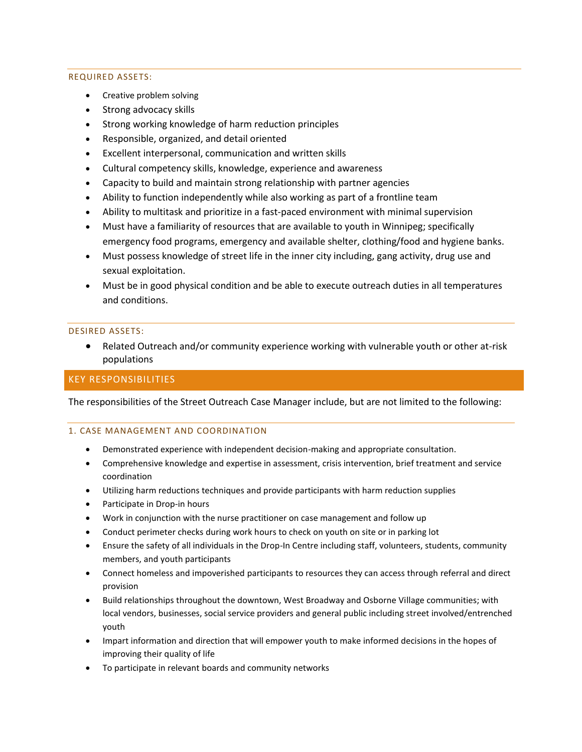### REQUIRED ASSETS:

- Creative problem solving
- Strong advocacy skills
- Strong working knowledge of harm reduction principles
- Responsible, organized, and detail oriented
- Excellent interpersonal, communication and written skills
- Cultural competency skills, knowledge, experience and awareness
- Capacity to build and maintain strong relationship with partner agencies
- Ability to function independently while also working as part of a frontline team
- Ability to multitask and prioritize in a fast-paced environment with minimal supervision
- Must have a familiarity of resources that are available to youth in Winnipeg; specifically emergency food programs, emergency and available shelter, clothing/food and hygiene banks.
- Must possess knowledge of street life in the inner city including, gang activity, drug use and sexual exploitation.
- Must be in good physical condition and be able to execute outreach duties in all temperatures and conditions.

### DESIRED ASSETS:

- Related Outreach and/or community experience working with vulnerable youth or other at-risk populations

## KEY RESPONSIBILITIES

The responsibilities of the Street Outreach Case Manager include, but are not limited to the following:

### 1. CASE MANAGEMENT AND COORDINATION

- Demonstrated experience with independent decision-making and appropriate consultation.
- Comprehensive knowledge and expertise in assessment, crisis intervention, brief treatment and service coordination
- Utilizing harm reductions techniques and provide participants with harm reduction supplies
- Participate in Drop-in hours
- Work in conjunction with the nurse practitioner on case management and follow up
- Conduct perimeter checks during work hours to check on youth on site or in parking lot
- Ensure the safety of all individuals in the Drop-In Centre including staff, volunteers, students, community members, and youth participants
- Connect homeless and impoverished participants to resources they can access through referral and direct provision
- Build relationships throughout the downtown, West Broadway and Osborne Village communities; with local vendors, businesses, social service providers and general public including street involved/entrenched youth
- Impart information and direction that will empower youth to make informed decisions in the hopes of improving their quality of life
- To participate in relevant boards and community networks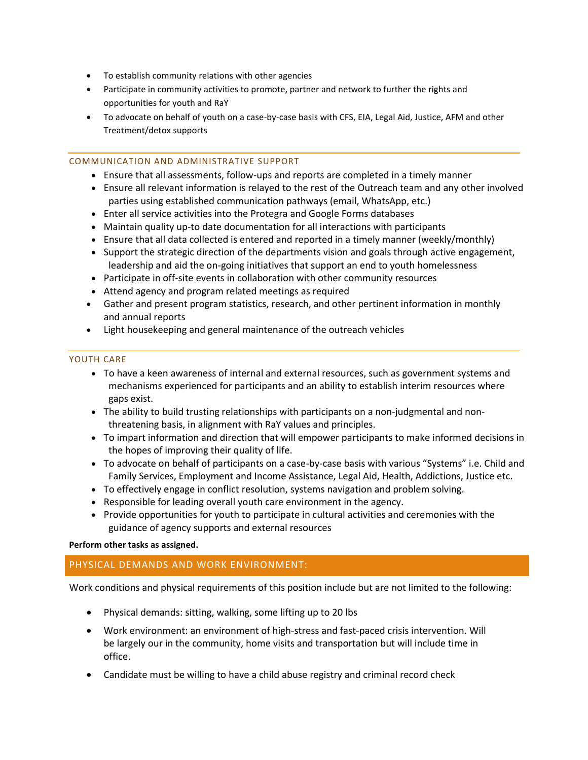- To establish community relations with other agencies
- Participate in community activities to promote, partner and network to further the rights and opportunities for youth and RaY
- To advocate on behalf of youth on a case-by-case basis with CFS, EIA, Legal Aid, Justice, AFM and other Treatment/detox supports

### COMMUNICATION AND ADMINISTRATIVE SUPPORT

- Ensure that all assessments, follow-ups and reports are completed in a timely manner
- Ensure all relevant information is relayed to the rest of the Outreach team and any other involved parties using established communication pathways (email, WhatsApp, etc.)
- Enter all service activities into the Protegra and Google Forms databases
- Maintain quality up-to date documentation for all interactions with participants
- Ensure that all data collected is entered and reported in a timely manner (weekly/monthly)
- Support the strategic direction of the departments vision and goals through active engagement, leadership and aid the on-going initiatives that support an end to youth homelessness
- Participate in off-site events in collaboration with other community resources
- Attend agency and program related meetings as required
- Gather and present program statistics, research, and other pertinent information in monthly and annual reports
- Light housekeeping and general maintenance of the outreach vehicles

### YOUTH CARE

- To have a keen awareness of internal and external resources, such as government systems and mechanisms experienced for participants and an ability to establish interim resources where gaps exist.
- The ability to build trusting relationships with participants on a non-judgmental and non-threatening basis, in alignment with RaY values and principles.
- To impart information and direction that will empower participants to make informed decisions in the hopes of improving their quality of life.
- To advocate on behalf of participants on a case-by-case basis with various "Systems" i.e. Child and Family Services, Employment and Income Assistance, Legal Aid, Health, Addictions, Justice etc.
- To effectively engage in conflict resolution, systems navigation and problem solving.
- Responsible for leading overall youth care environment in the agency.
- Provide opportunities for youth to participate in cultural activities and ceremonies with the guidance of agency supports and external resources

**Perform other tasks as assigned.**

## PHYSICAL DEMANDS AND WORK ENVIRONMENT:

Work conditions and physical requirements of this position include but are not limited to the following:

- Physical demands: sitting, walking, some lifting up to 20 lbs
- Work environment: an environment of high-stress and fast-paced crisis intervention. Will be largely our in the community, home visits and transportation but will include time in office.
- Candidate must be willing to have a child abuse registry and criminal record check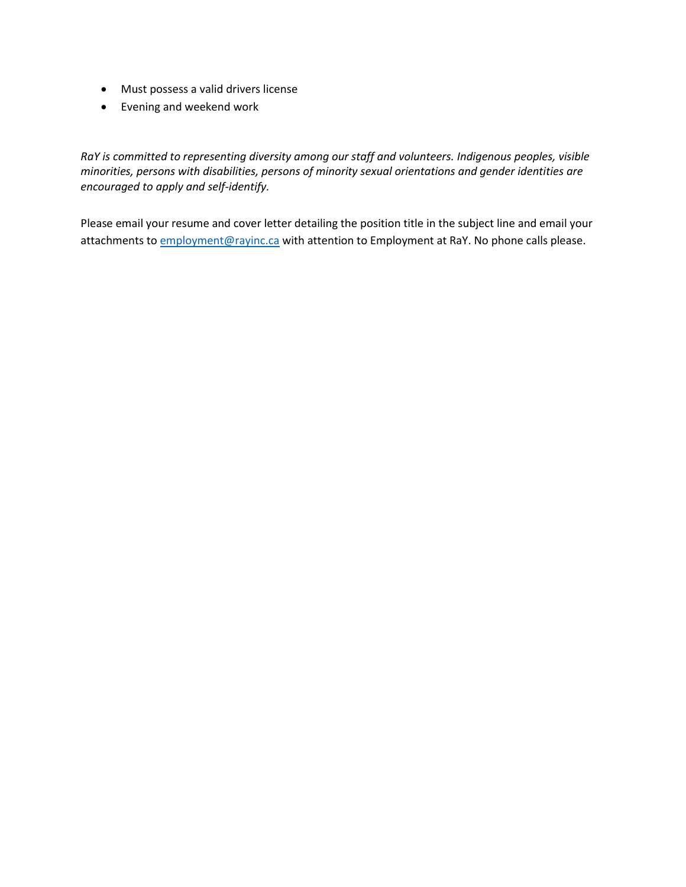- Must possess a valid drivers license
- Evening and weekend work

*RaY is committed to representing diversity among our staff and volunteers. Indigenous peoples, visible minorities, persons with disabilities, persons of minority sexual orientations and gender identities are encouraged to apply and self-identify.*

Please email your resume and cover letter detailing the position title in the subject line and email your attachments to [employment@rayinc.ca](mailto:employment@rayinc.ca) with attention to Employment at RaY. No phone calls please.